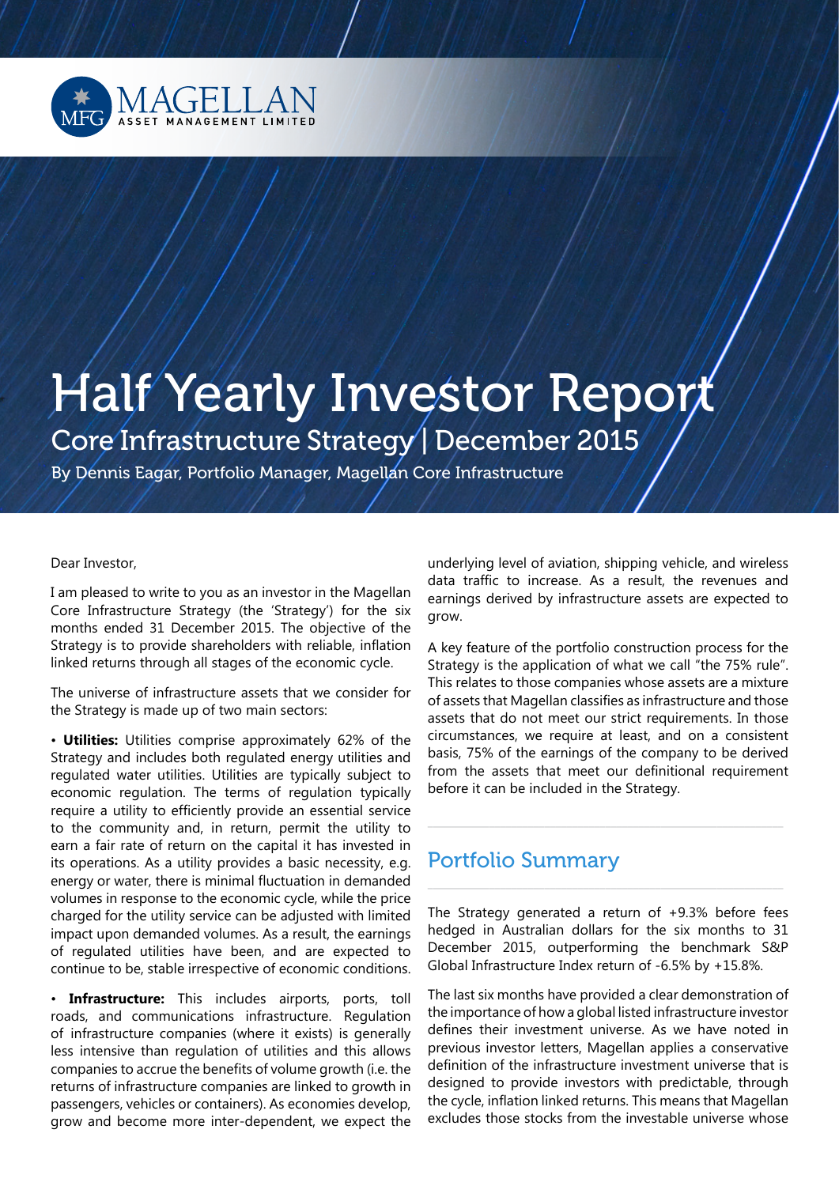# Half Yearly Investor Report

## Core Infrastructure Strategy | December 2015

By Dennis Eagar, Portfolio Manager, Magellan Core Infrastructure

Dear Investor,

I am pleased to write to you as an investor in the Magellan Core Infrastructure Strategy (the 'Strategy') for the six months ended 31 December 2015. The objective of the Strategy is to provide shareholders with reliable, inflation linked returns through all stages of the economic cycle.

The universe of infrastructure assets that we consider for the Strategy is made up of two main sectors:

• **Utilities:** Utilities comprise approximately 62% of the Strategy and includes both regulated energy utilities and regulated water utilities. Utilities are typically subject to economic regulation. The terms of regulation typically require a utility to efficiently provide an essential service to the community and, in return, permit the utility to earn a fair rate of return on the capital it has invested in its operations. As a utility provides a basic necessity, e.g. energy or water, there is minimal fluctuation in demanded volumes in response to the economic cycle, while the price charged for the utility service can be adjusted with limited impact upon demanded volumes. As a result, the earnings of regulated utilities have been, and are expected to continue to be, stable irrespective of economic conditions.

• **Infrastructure:** This includes airports, ports, toll roads, and communications infrastructure. Regulation of infrastructure companies (where it exists) is generally less intensive than regulation of utilities and this allows companies to accrue the benefits of volume growth (i.e. the returns of infrastructure companies are linked to growth in passengers, vehicles or containers). As economies develop, grow and become more inter-dependent, we expect the underlying level of aviation, shipping vehicle, and wireless data traffic to increase. As a result, the revenues and earnings derived by infrastructure assets are expected to grow.

A key feature of the portfolio construction process for the Strategy is the application of what we call "the 75% rule". This relates to those companies whose assets are a mixture of assets that Magellan classifies as infrastructure and those assets that do not meet our strict requirements. In those circumstances, we require at least, and on a consistent basis, 75% of the earnings of the company to be derived from the assets that meet our definitional requirement before it can be included in the Strategy.

## Portfolio Summary

The Strategy generated a return of +9.3% before fees hedged in Australian dollars for the six months to 31 December 2015, outperforming the benchmark S&P Global Infrastructure Index return of -6.5% by +15.8%.

The last six months have provided a clear demonstration of the importance of how a global listed infrastructure investor defines their investment universe. As we have noted in previous investor letters, Magellan applies a conservative definition of the infrastructure investment universe that is designed to provide investors with predictable, through the cycle, inflation linked returns. This means that Magellan excludes those stocks from the investable universe whose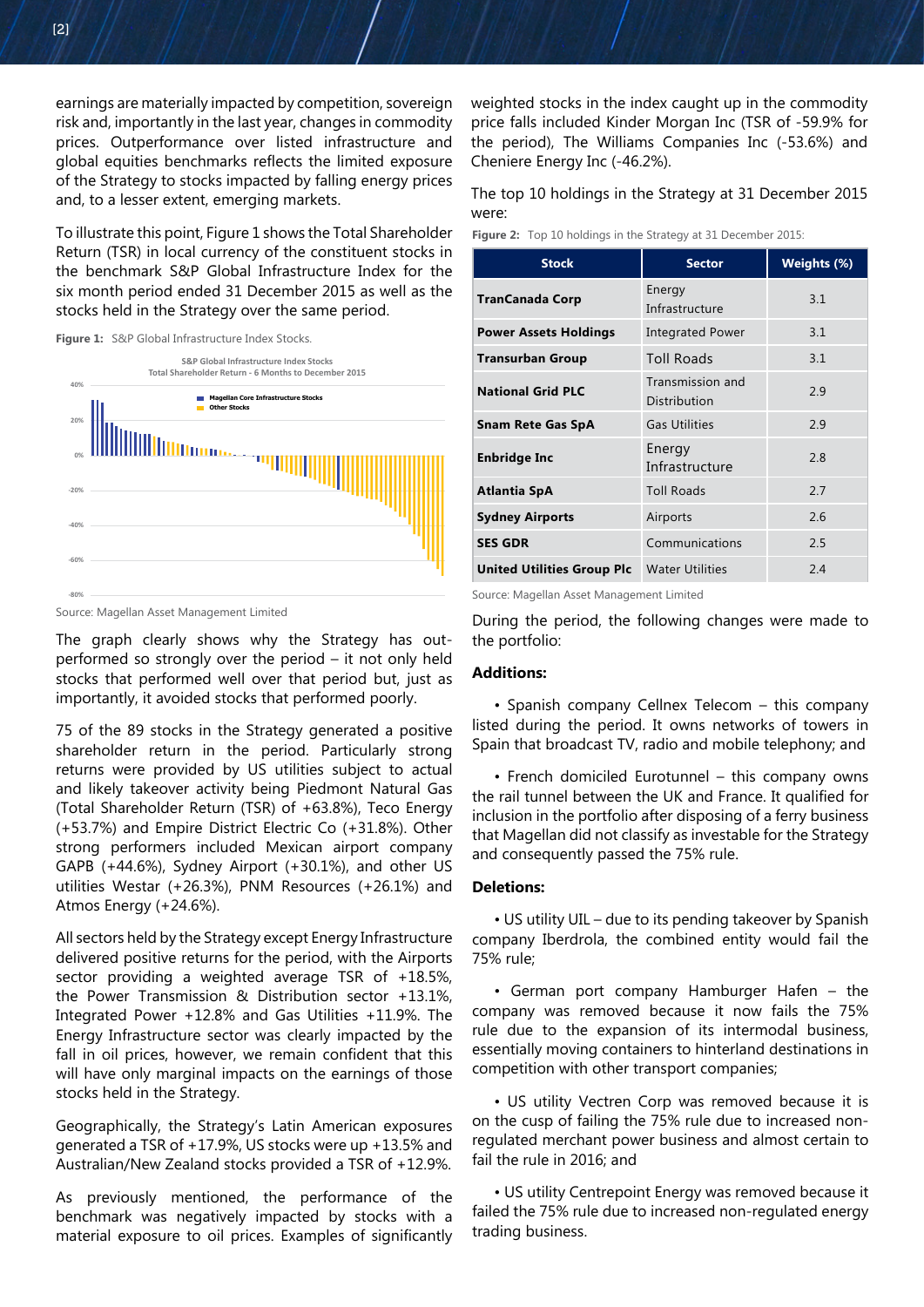earnings are materially impacted by competition, sovereign risk and, importantly in the last year, changes in commodity prices. Outperformance over listed infrastructure and global equities benchmarks reflects the limited exposure of the Strategy to stocks impacted by falling energy prices and, to a lesser extent, emerging markets.

To illustrate this point, Figure 1 shows the Total Shareholder Return (TSR) in local currency of the constituent stocks in the benchmark S&P Global Infrastructure Index for the six month period ended 31 December 2015 as well as the stocks held in the Strategy over the same period.

**Figure 1:** S&P Global Infrastructure Index Stocks.

S&P Global Infrastructure Index Stocks
Total Shareholder Return - 6 Months to December 2015

Magellan Core Infrastructure Stocks
Other Stocks

Source: Magellan Asset Management Limited

The graph clearly shows why the Strategy has out-performed so strongly over the period – it not only held stocks that performed well over that period but, just as importantly, it avoided stocks that performed poorly.

75 of the 89 stocks in the Strategy generated a positive shareholder return in the period. Particularly strong returns were provided by US utilities subject to actual and likely takeover activity being Piedmont Natural Gas (Total Shareholder Return (TSR) of +63.8%), Teco Energy (+53.7%) and Empire District Electric Co (+31.8%). Other strong performers included Mexican airport company GAPB (+44.6%), Sydney Airport (+30.1%), and other US utilities Westar (+26.3%), PNM Resources (+26.1%) and Atmos Energy (+24.6%).

All sectors held by the Strategy except Energy Infrastructure delivered positive returns for the period, with the Airports sector providing a weighted average TSR of +18.5%, the Power Transmission & Distribution sector +13.1%, Integrated Power +12.8% and Gas Utilities +11.9%. The Energy Infrastructure sector was clearly impacted by the fall in oil prices, however, we remain confident that this will have only marginal impacts on the earnings of those stocks held in the Strategy.

Geographically, the Strategy's Latin American exposures generated a TSR of +17.9%, US stocks were up +13.5% and Australian/New Zealand stocks provided a TSR of +12.9%.

As previously mentioned, the performance of the benchmark was negatively impacted by stocks with a material exposure to oil prices. Examples of significantly weighted stocks in the index caught up in the commodity price falls included Kinder Morgan Inc (TSR of -59.9% for the period), The Williams Companies Inc (-53.6%) and Cheniere Energy Inc (-46.2%).

The top 10 holdings in the Strategy at 31 December 2015 were:

**Figure 2:** Top 10 holdings in the Strategy at 31 December 2015:

| Stock | Sector | Weights (%) |
|---|---|---|
| **TranCanada Corp** | Energy Infrastructure | 3.1 |
| **Power Assets Holdings** | Integrated Power | 3.1 |
| **Transurban Group** | Toll Roads | 3.1 |
| **National Grid PLC** | Transmission and Distribution | 2.9 |
| **Snam Rete Gas SpA** | Gas Utilities | 2.9 |
| **Enbridge Inc** | Energy Infrastructure | 2.8 |
| **Atlantia SpA** | Toll Roads | 2.7 |
| **Sydney Airports** | Airports | 2.6 |
| **SES GDR** | Communications | 2.5 |
| **United Utilities Group Plc** | Water Utilities | 2.4 |

Source: Magellan Asset Management Limited

During the period, the following changes were made to the portfolio:

**Additions:**

- Spanish company Cellnex Telecom – this company listed during the period. It owns networks of towers in Spain that broadcast TV, radio and mobile telephony; and
- French domiciled Eurotunnel – this company owns the rail tunnel between the UK and France. It qualified for inclusion in the portfolio after disposing of a ferry business that Magellan did not classify as investable for the Strategy and consequently passed the 75% rule.

**Deletions:**

- US utility UIL – due to its pending takeover by Spanish company Iberdrola, the combined entity would fail the 75% rule;
- German port company Hamburger Hafen – the company was removed because it now fails the 75% rule due to the expansion of its intermodal business, essentially moving containers to hinterland destinations in competition with other transport companies;
- US utility Vectren Corp was removed because it is on the cusp of failing the 75% rule due to increased non-regulated merchant power business and almost certain to fail the rule in 2016; and
- US utility Centrepoint Energy was removed because it failed the 75% rule due to increased non-regulated energy trading business.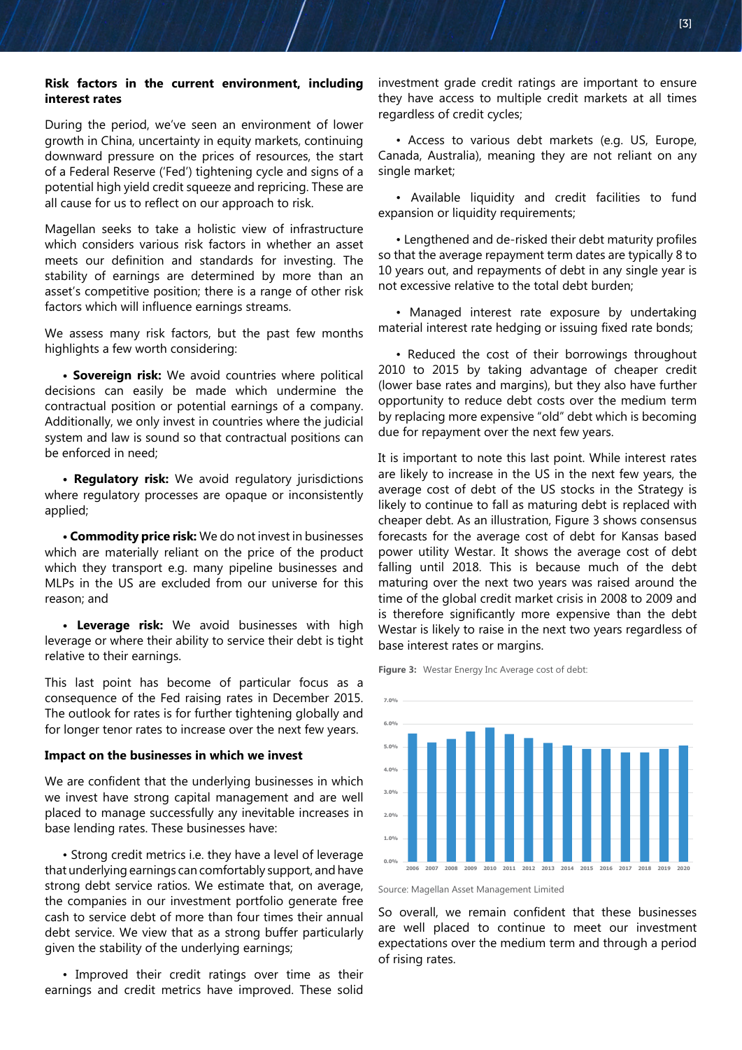**Risk factors in the current environment, including interest rates**

During the period, we've seen an environment of lower growth in China, uncertainty in equity markets, continuing downward pressure on the prices of resources, the start of a Federal Reserve ('Fed') tightening cycle and signs of a potential high yield credit squeeze and repricing. These are all cause for us to reflect on our approach to risk.

Magellan seeks to take a holistic view of infrastructure which considers various risk factors in whether an asset meets our definition and standards for investing. The stability of earnings are determined by more than an asset's competitive position; there is a range of other risk factors which will influence earnings streams.

We assess many risk factors, but the past few months highlights a few worth considering:

- **Sovereign risk:** We avoid countries where political decisions can easily be made which undermine the contractual position or potential earnings of a company. Additionally, we only invest in countries where the judicial system and law is sound so that contractual positions can be enforced in need;
- **Regulatory risk:** We avoid regulatory jurisdictions where regulatory processes are opaque or inconsistently applied;
- **Commodity price risk:** We do not invest in businesses which are materially reliant on the price of the product which they transport e.g. many pipeline businesses and MLPs in the US are excluded from our universe for this reason; and
- **Leverage risk:** We avoid businesses with high leverage or where their ability to service their debt is tight relative to their earnings.

This last point has become of particular focus as a consequence of the Fed raising rates in December 2015. The outlook for rates is for further tightening globally and for longer tenor rates to increase over the next few years.

**Impact on the businesses in which we invest**

We are confident that the underlying businesses in which we invest have strong capital management and are well placed to manage successfully any inevitable increases in base lending rates. These businesses have:

- Strong credit metrics i.e. they have a level of leverage that underlying earnings can comfortably support, and have strong debt service ratios. We estimate that, on average, the companies in our investment portfolio generate free cash to service debt of more than four times their annual debt service. We view that as a strong buffer particularly given the stability of the underlying earnings;
- Improved their credit ratings over time as their earnings and credit metrics have improved. These solid investment grade credit ratings are important to ensure they have access to multiple credit markets at all times regardless of credit cycles;
- Access to various debt markets (e.g. US, Europe, Canada, Australia), meaning they are not reliant on any single market;
- Available liquidity and credit facilities to fund expansion or liquidity requirements;
- Lengthened and de-risked their debt maturity profiles so that the average repayment term dates are typically 8 to 10 years out, and repayments of debt in any single year is not excessive relative to the total debt burden;
- Managed interest rate exposure by undertaking material interest rate hedging or issuing fixed rate bonds;
- Reduced the cost of their borrowings throughout 2010 to 2015 by taking advantage of cheaper credit (lower base rates and margins), but they also have further opportunity to reduce debt costs over the medium term by replacing more expensive "old" debt which is becoming due for repayment over the next few years.

It is important to note this last point. While interest rates are likely to increase in the US in the next few years, the average cost of debt of the US stocks in the Strategy is likely to continue to fall as maturing debt is replaced with cheaper debt. As an illustration, Figure 3 shows consensus forecasts for the average cost of debt for Kansas based power utility Westar. It shows the average cost of debt falling until 2018. This is because much of the debt maturing over the next two years was raised around the time of the global credit market crisis in 2008 to 2009 and is therefore significantly more expensive than the debt Westar is likely to raise in the next two years regardless of base interest rates or margins.

**Figure 3:** Westar Energy Inc Average cost of debt:

| Year | Average cost of debt (approx.) |
|---|---|
| 2006 | 5.5% |
| 2007 | 5.2% |
| 2008 | 5.3% |
| 2009 | 5.6% |
| 2010 | 5.8% |
| 2011 | 5.5% |
| 2012 | 5.4% |
| 2013 | 5.1% |
| 2014 | 5.0% |
| 2015 | 4.9% |
| 2016 | 4.9% |
| 2017 | 4.7% |
| 2018 | 4.7% |
| 2019 | 4.9% |
| 2020 | 5.0% |

Source: Magellan Asset Management Limited

So overall, we remain confident that these businesses are well placed to continue to meet our investment expectations over the medium term and through a period of rising rates.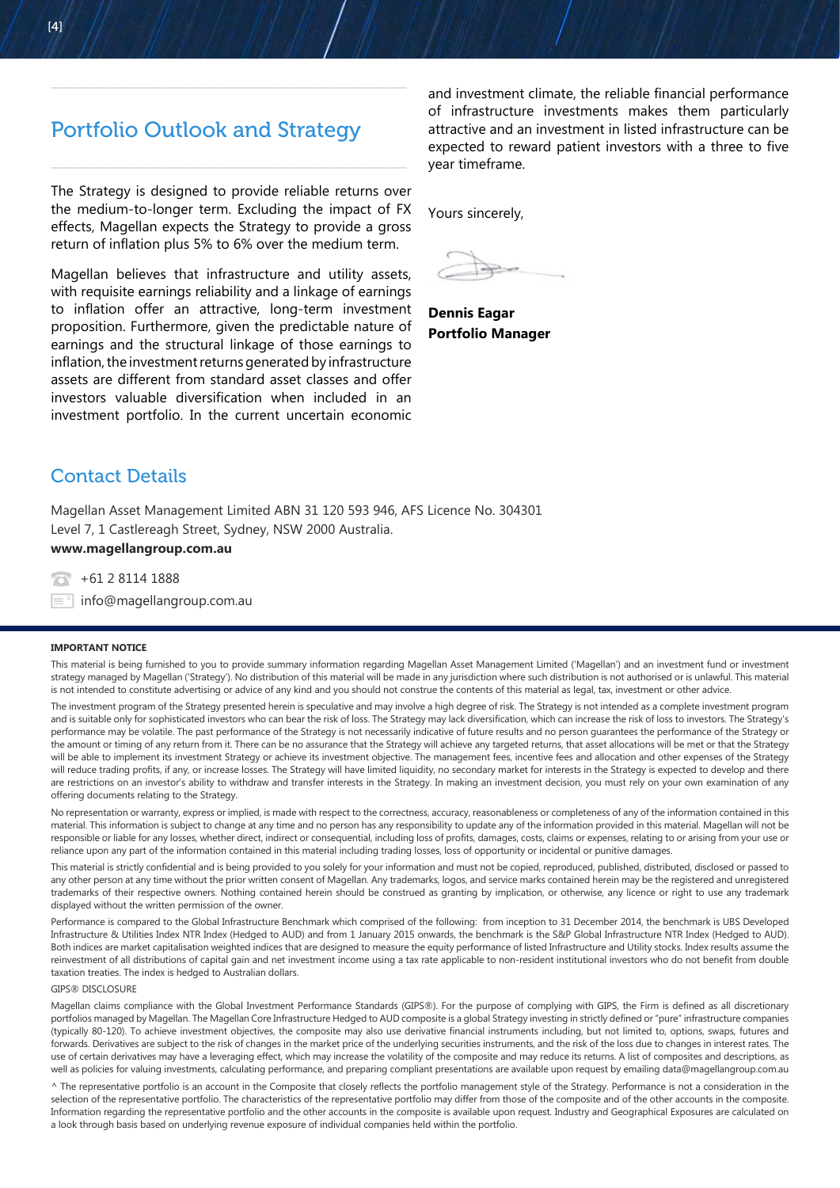## Portfolio Outlook and Strategy

The Strategy is designed to provide reliable returns over the medium-to-longer term. Excluding the impact of FX effects, Magellan expects the Strategy to provide a gross return of inflation plus 5% to 6% over the medium term.

Magellan believes that infrastructure and utility assets, with requisite earnings reliability and a linkage of earnings to inflation offer an attractive, long-term investment proposition. Furthermore, given the predictable nature of earnings and the structural linkage of those earnings to inflation, the investment returns generated by infrastructure assets are different from standard asset classes and offer investors valuable diversification when included in an investment portfolio. In the current uncertain economic and investment climate, the reliable financial performance of infrastructure investments makes them particularly attractive and an investment in listed infrastructure can be expected to reward patient investors with a three to five year timeframe.

Yours sincerely,

**Dennis Eagar**
**Portfolio Manager**

## Contact Details

Magellan Asset Management Limited ABN 31 120 593 946, AFS Licence No. 304301
Level 7, 1 Castlereagh Street, Sydney, NSW 2000 Australia.
**www.magellangroup.com.au**

+61 2 8114 1888

info@magellangroup.com.au

**IMPORTANT NOTICE**

This material is being furnished to you to provide summary information regarding Magellan Asset Management Limited ('Magellan') and an investment fund or investment strategy managed by Magellan ('Strategy'). No distribution of this material will be made in any jurisdiction where such distribution is not authorised or is unlawful. This material is not intended to constitute advertising or advice of any kind and you should not construe the contents of this material as legal, tax, investment or other advice.

The investment program of the Strategy presented herein is speculative and may involve a high degree of risk. The Strategy is not intended as a complete investment program and is suitable only for sophisticated investors who can bear the risk of loss. The Strategy may lack diversification, which can increase the risk of loss to investors. The Strategy's performance may be volatile. The past performance of the Strategy is not necessarily indicative of future results and no person guarantees the performance of the Strategy or the amount or timing of any return from it. There can be no assurance that the Strategy will achieve any targeted returns, that asset allocations will be met or that the Strategy will be able to implement its investment Strategy or achieve its investment objective. The management fees, incentive fees and allocation and other expenses of the Strategy will reduce trading profits, if any, or increase losses. The Strategy will have limited liquidity, no secondary market for interests in the Strategy is expected to develop and there are restrictions on an investor's ability to withdraw and transfer interests in the Strategy. In making an investment decision, you must rely on your own examination of any offering documents relating to the Strategy.

No representation or warranty, express or implied, is made with respect to the correctness, accuracy, reasonableness or completeness of any of the information contained in this material. This information is subject to change at any time and no person has any responsibility to update any of the information provided in this material. Magellan will not be responsible or liable for any losses, whether direct, indirect or consequential, including loss of profits, damages, costs, claims or expenses, relating to or arising from your use or reliance upon any part of the information contained in this material including trading losses, loss of opportunity or incidental or punitive damages.

This material is strictly confidential and is being provided to you solely for your information and must not be copied, reproduced, published, distributed, disclosed or passed to any other person at any time without the prior written consent of Magellan. Any trademarks, logos, and service marks contained herein may be the registered and unregistered trademarks of their respective owners. Nothing contained herein should be construed as granting by implication, or otherwise, any licence or right to use any trademark displayed without the written permission of the owner.

Performance is compared to the Global Infrastructure Benchmark which comprised of the following: from inception to 31 December 2014, the benchmark is UBS Developed Infrastructure & Utilities Index NTR Index (Hedged to AUD) and from 1 January 2015 onwards, the benchmark is the S&P Global Infrastructure NTR Index (Hedged to AUD). Both indices are market capitalisation weighted indices that are designed to measure the equity performance of listed Infrastructure and Utility stocks. Index results assume the reinvestment of all distributions of capital gain and net investment income using a tax rate applicable to non-resident institutional investors who do not benefit from double taxation treaties. The index is hedged to Australian dollars.

GIPS® DISCLOSURE

Magellan claims compliance with the Global Investment Performance Standards (GIPS®). For the purpose of complying with GIPS, the Firm is defined as all discretionary portfolios managed by Magellan. The Magellan Core Infrastructure Hedged to AUD composite is a global Strategy investing in strictly defined or "pure" infrastructure companies (typically 80-120). To achieve investment objectives, the composite may also use derivative financial instruments including, but not limited to, options, swaps, futures and forwards. Derivatives are subject to the risk of changes in the market price of the underlying securities instruments, and the risk of the loss due to changes in interest rates. The use of certain derivatives may have a leveraging effect, which may increase the volatility of the composite and may reduce its returns. A list of composites and descriptions, as well as policies for valuing investments, calculating performance, and preparing compliant presentations are available upon request by emailing data@magellangroup.com.au

^ The representative portfolio is an account in the Composite that closely reflects the portfolio management style of the Strategy. Performance is not a consideration in the selection of the representative portfolio. The characteristics of the representative portfolio may differ from those of the composite and of the other accounts in the composite. Information regarding the representative portfolio and the other accounts in the composite is available upon request. Industry and Geographical Exposures are calculated on a look through basis based on underlying revenue exposure of individual companies held within the portfolio.